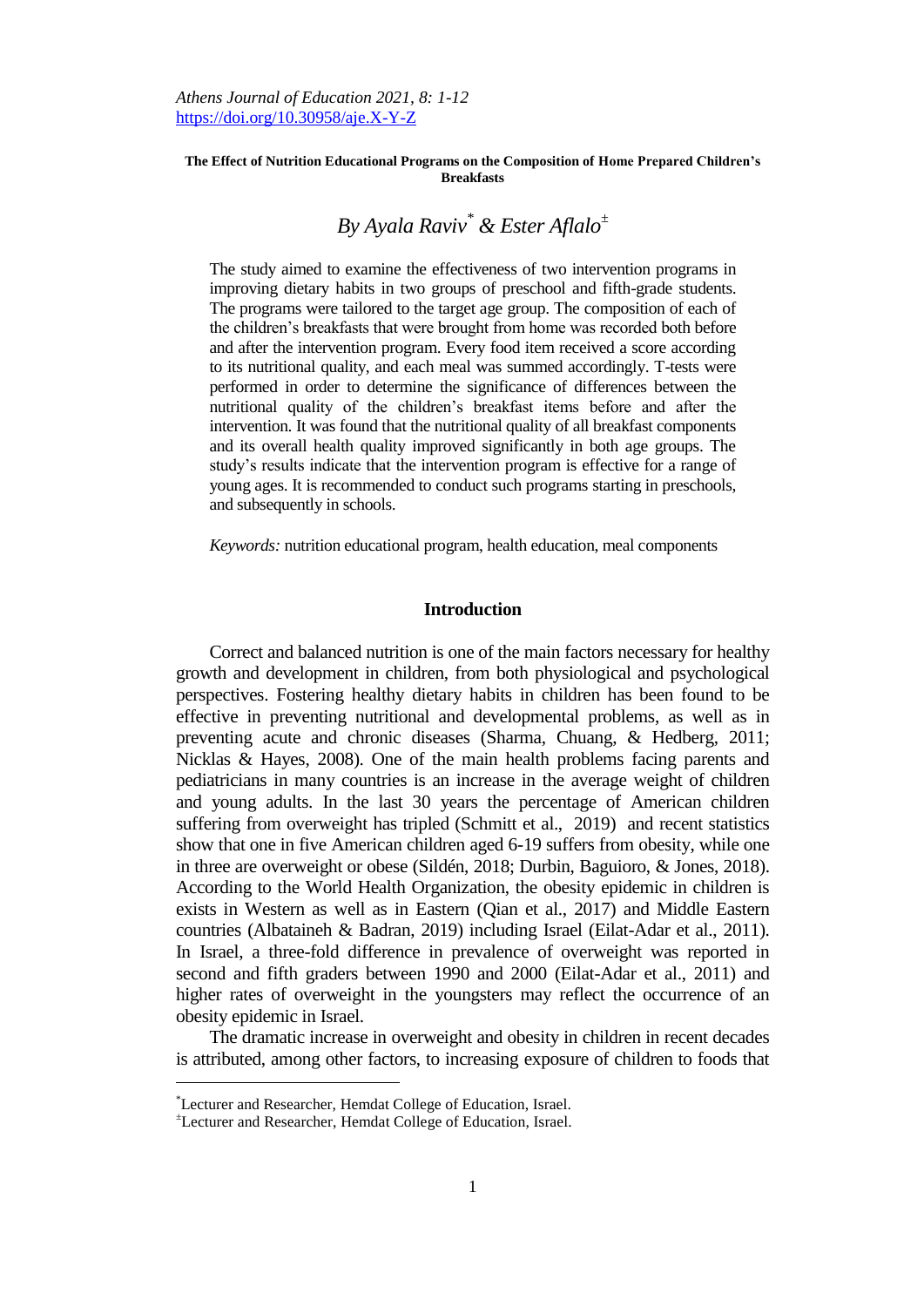*Athens Journal of Education 2021, 8: 1-12*
https://doi.org/10.30958/aje.X-Y-Z

**The Effect of Nutrition Educational Programs on the Composition of Home Prepared Children's Breakfasts**

# *By Ayala Raviv[*] & Ester Aflalo[±]*

The study aimed to examine the effectiveness of two intervention programs in improving dietary habits in two groups of preschool and fifth-grade students. The programs were tailored to the target age group. The composition of each of the children's breakfasts that were brought from home was recorded both before and after the intervention program. Every food item received a score according to its nutritional quality, and each meal was summed accordingly. T-tests were performed in order to determine the significance of differences between the nutritional quality of the children's breakfast items before and after the intervention. It was found that the nutritional quality of all breakfast components and its overall health quality improved significantly in both age groups. The study's results indicate that the intervention program is effective for a range of young ages. It is recommended to conduct such programs starting in preschools, and subsequently in schools.

*Keywords:* nutrition educational program, health education, meal components

## Introduction

Correct and balanced nutrition is one of the main factors necessary for healthy growth and development in children, from both physiological and psychological perspectives. Fostering healthy dietary habits in children has been found to be effective in preventing nutritional and developmental problems, as well as in preventing acute and chronic diseases (Sharma, Chuang, & Hedberg, 2011; Nicklas & Hayes, 2008). One of the main health problems facing parents and pediatricians in many countries is an increase in the average weight of children and young adults. In the last 30 years the percentage of American children suffering from overweight has tripled (Schmitt et al., 2019) and recent statistics show that one in five American children aged 6-19 suffers from obesity, while one in three are overweight or obese (Sildén, 2018; Durbin, Baguioro, & Jones, 2018). According to the World Health Organization, the obesity epidemic in children is exists in Western as well as in Eastern (Qian et al., 2017) and Middle Eastern countries (Albataineh & Badran, 2019) including Israel (Eilat-Adar et al., 2011). In Israel, a three-fold difference in prevalence of overweight was reported in second and fifth graders between 1990 and 2000 (Eilat-Adar et al., 2011) and higher rates of overweight in the youngsters may reflect the occurrence of an obesity epidemic in Israel.

The dramatic increase in overweight and obesity in children in recent decades is attributed, among other factors, to increasing exposure of children to foods that

---

[*] Lecturer and Researcher, Hemdat College of Education, Israel.

[±] Lecturer and Researcher, Hemdat College of Education, Israel.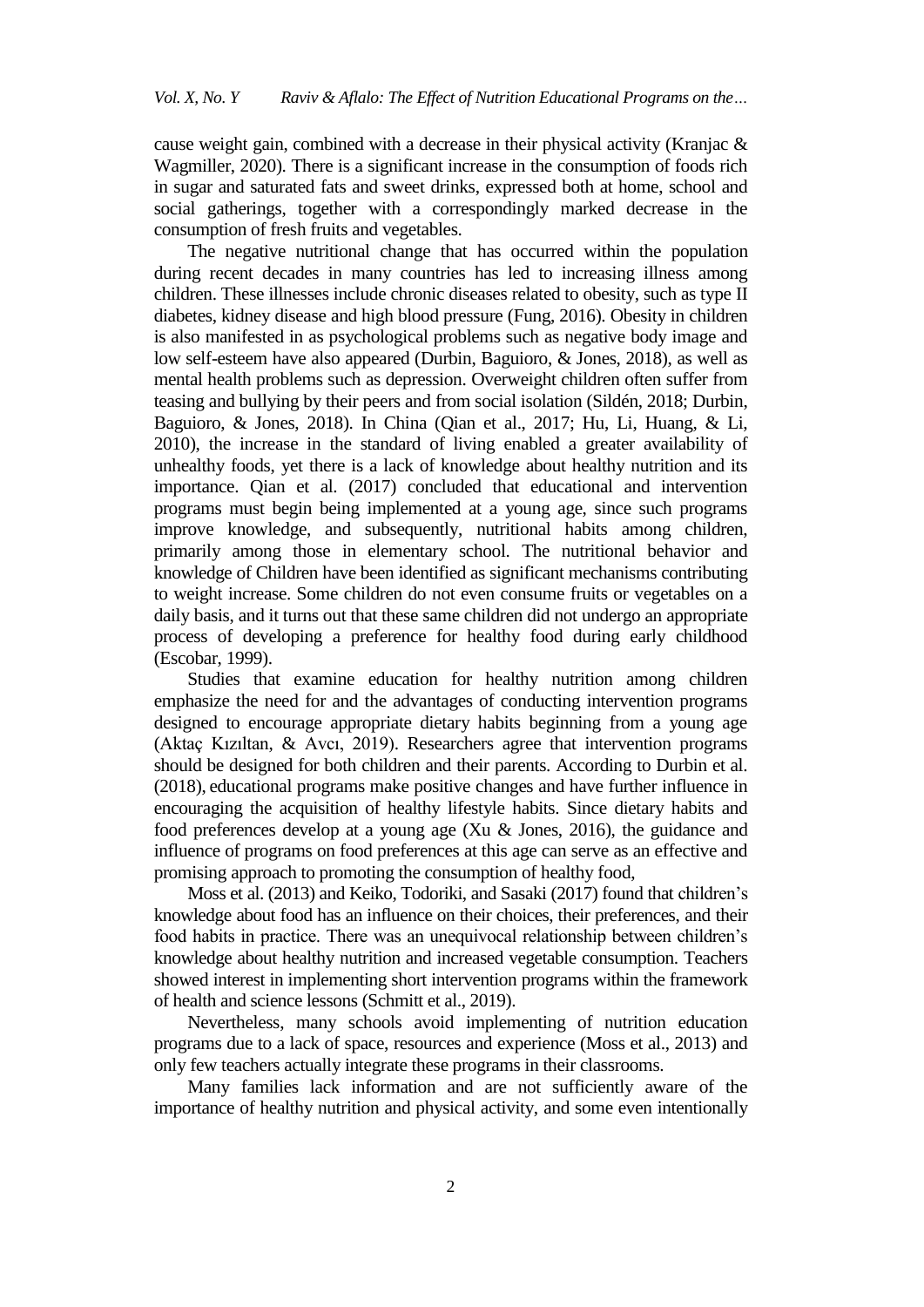cause weight gain, combined with a decrease in their physical activity (Kranjac & Wagmiller, 2020). There is a significant increase in the consumption of foods rich in sugar and saturated fats and sweet drinks, expressed both at home, school and social gatherings, together with a correspondingly marked decrease in the consumption of fresh fruits and vegetables.

The negative nutritional change that has occurred within the population during recent decades in many countries has led to increasing illness among children. These illnesses include chronic diseases related to obesity, such as type II diabetes, kidney disease and high blood pressure (Fung, 2016). Obesity in children is also manifested in as psychological problems such as negative body image and low self-esteem have also appeared (Durbin, Baguioro, & Jones, 2018), as well as mental health problems such as depression. Overweight children often suffer from teasing and bullying by their peers and from social isolation (Sildén, 2018; Durbin, Baguioro, & Jones, 2018). In China (Qian et al., 2017; Hu, Li, Huang, & Li, 2010), the increase in the standard of living enabled a greater availability of unhealthy foods, yet there is a lack of knowledge about healthy nutrition and its importance. Qian et al. (2017) concluded that educational and intervention programs must begin being implemented at a young age, since such programs improve knowledge, and subsequently, nutritional habits among children, primarily among those in elementary school. The nutritional behavior and knowledge of Children have been identified as significant mechanisms contributing to weight increase. Some children do not even consume fruits or vegetables on a daily basis, and it turns out that these same children did not undergo an appropriate process of developing a preference for healthy food during early childhood (Escobar, 1999).

Studies that examine education for healthy nutrition among children emphasize the need for and the advantages of conducting intervention programs designed to encourage appropriate dietary habits beginning from a young age (Aktaç Kızıltan, & Avcı, 2019). Researchers agree that intervention programs should be designed for both children and their parents. According to Durbin et al. (2018), educational programs make positive changes and have further influence in encouraging the acquisition of healthy lifestyle habits. Since dietary habits and food preferences develop at a young age (Xu & Jones, 2016), the guidance and influence of programs on food preferences at this age can serve as an effective and promising approach to promoting the consumption of healthy food,

Moss et al. (2013) and Keiko, Todoriki, and Sasaki (2017) found that children's knowledge about food has an influence on their choices, their preferences, and their food habits in practice. There was an unequivocal relationship between children's knowledge about healthy nutrition and increased vegetable consumption. Teachers showed interest in implementing short intervention programs within the framework of health and science lessons (Schmitt et al., 2019).

Nevertheless, many schools avoid implementing of nutrition education programs due to a lack of space, resources and experience (Moss et al., 2013) and only few teachers actually integrate these programs in their classrooms.

Many families lack information and are not sufficiently aware of the importance of healthy nutrition and physical activity, and some even intentionally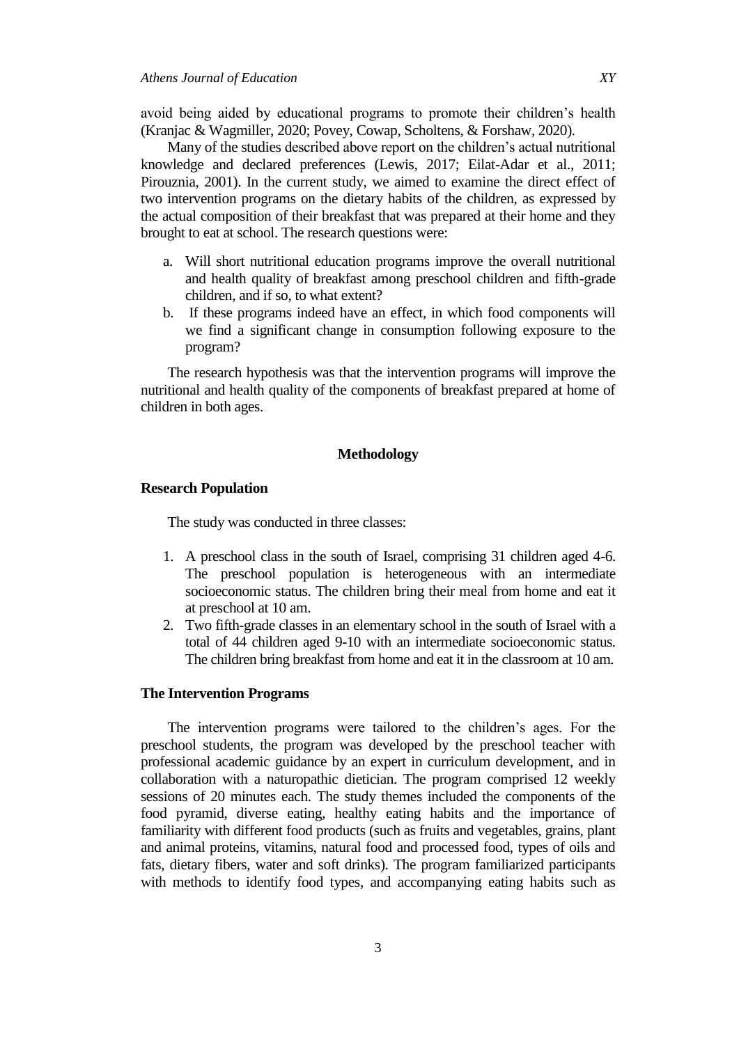avoid being aided by educational programs to promote their children's health (Kranjac & Wagmiller, 2020; Povey, Cowap, Scholtens, & Forshaw, 2020).

Many of the studies described above report on the children's actual nutritional knowledge and declared preferences (Lewis, 2017; Eilat-Adar et al., 2011; Pirouznia, 2001). In the current study, we aimed to examine the direct effect of two intervention programs on the dietary habits of the children, as expressed by the actual composition of their breakfast that was prepared at their home and they brought to eat at school. The research questions were:

a. Will short nutritional education programs improve the overall nutritional and health quality of breakfast among preschool children and fifth-grade children, and if so, to what extent?
b. If these programs indeed have an effect, in which food components will we find a significant change in consumption following exposure to the program?

The research hypothesis was that the intervention programs will improve the nutritional and health quality of the components of breakfast prepared at home of children in both ages.

## Methodology

### Research Population

The study was conducted in three classes:

1. A preschool class in the south of Israel, comprising 31 children aged 4-6. The preschool population is heterogeneous with an intermediate socioeconomic status. The children bring their meal from home and eat it at preschool at 10 am.
2. Two fifth-grade classes in an elementary school in the south of Israel with a total of 44 children aged 9-10 with an intermediate socioeconomic status. The children bring breakfast from home and eat it in the classroom at 10 am.

### The Intervention Programs

The intervention programs were tailored to the children's ages. For the preschool students, the program was developed by the preschool teacher with professional academic guidance by an expert in curriculum development, and in collaboration with a naturopathic dietician. The program comprised 12 weekly sessions of 20 minutes each. The study themes included the components of the food pyramid, diverse eating, healthy eating habits and the importance of familiarity with different food products (such as fruits and vegetables, grains, plant and animal proteins, vitamins, natural food and processed food, types of oils and fats, dietary fibers, water and soft drinks). The program familiarized participants with methods to identify food types, and accompanying eating habits such as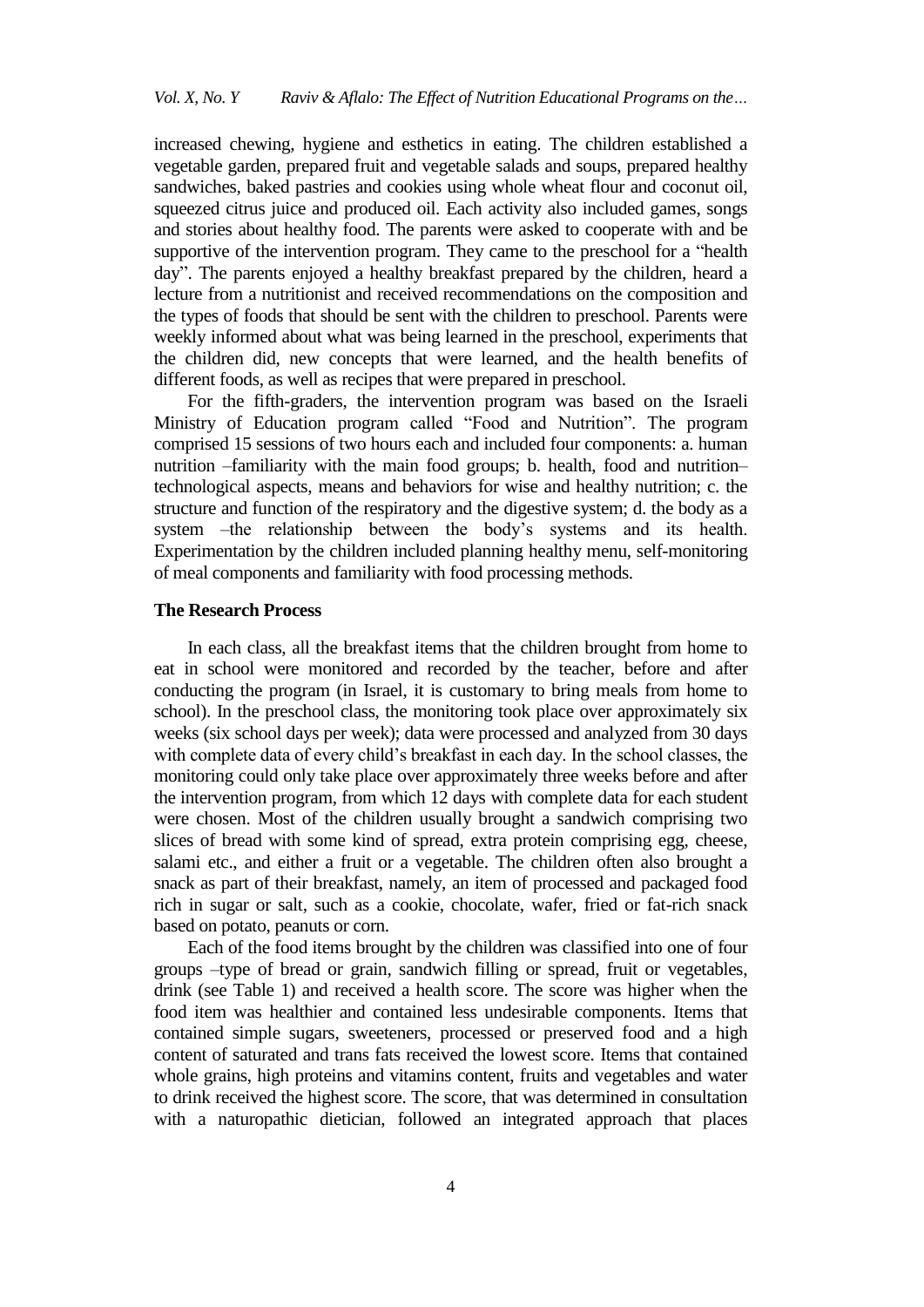increased chewing, hygiene and esthetics in eating. The children established a vegetable garden, prepared fruit and vegetable salads and soups, prepared healthy sandwiches, baked pastries and cookies using whole wheat flour and coconut oil, squeezed citrus juice and produced oil. Each activity also included games, songs and stories about healthy food. The parents were asked to cooperate with and be supportive of the intervention program. They came to the preschool for a "health day". The parents enjoyed a healthy breakfast prepared by the children, heard a lecture from a nutritionist and received recommendations on the composition and the types of foods that should be sent with the children to preschool. Parents were weekly informed about what was being learned in the preschool, experiments that the children did, new concepts that were learned, and the health benefits of different foods, as well as recipes that were prepared in preschool.

For the fifth-graders, the intervention program was based on the Israeli Ministry of Education program called "Food and Nutrition". The program comprised 15 sessions of two hours each and included four components: a. human nutrition –familiarity with the main food groups; b. health, food and nutrition– technological aspects, means and behaviors for wise and healthy nutrition; c. the structure and function of the respiratory and the digestive system; d. the body as a system –the relationship between the body's systems and its health. Experimentation by the children included planning healthy menu, self-monitoring of meal components and familiarity with food processing methods.

### The Research Process

In each class, all the breakfast items that the children brought from home to eat in school were monitored and recorded by the teacher, before and after conducting the program (in Israel, it is customary to bring meals from home to school). In the preschool class, the monitoring took place over approximately six weeks (six school days per week); data were processed and analyzed from 30 days with complete data of every child's breakfast in each day. In the school classes, the monitoring could only take place over approximately three weeks before and after the intervention program, from which 12 days with complete data for each student were chosen. Most of the children usually brought a sandwich comprising two slices of bread with some kind of spread, extra protein comprising egg, cheese, salami etc., and either a fruit or a vegetable. The children often also brought a snack as part of their breakfast, namely, an item of processed and packaged food rich in sugar or salt, such as a cookie, chocolate, wafer, fried or fat-rich snack based on potato, peanuts or corn.

Each of the food items brought by the children was classified into one of four groups –type of bread or grain, sandwich filling or spread, fruit or vegetables, drink (see Table 1) and received a health score. The score was higher when the food item was healthier and contained less undesirable components. Items that contained simple sugars, sweeteners, processed or preserved food and a high content of saturated and trans fats received the lowest score. Items that contained whole grains, high proteins and vitamins content, fruits and vegetables and water to drink received the highest score. The score, that was determined in consultation with a naturopathic dietician, followed an integrated approach that places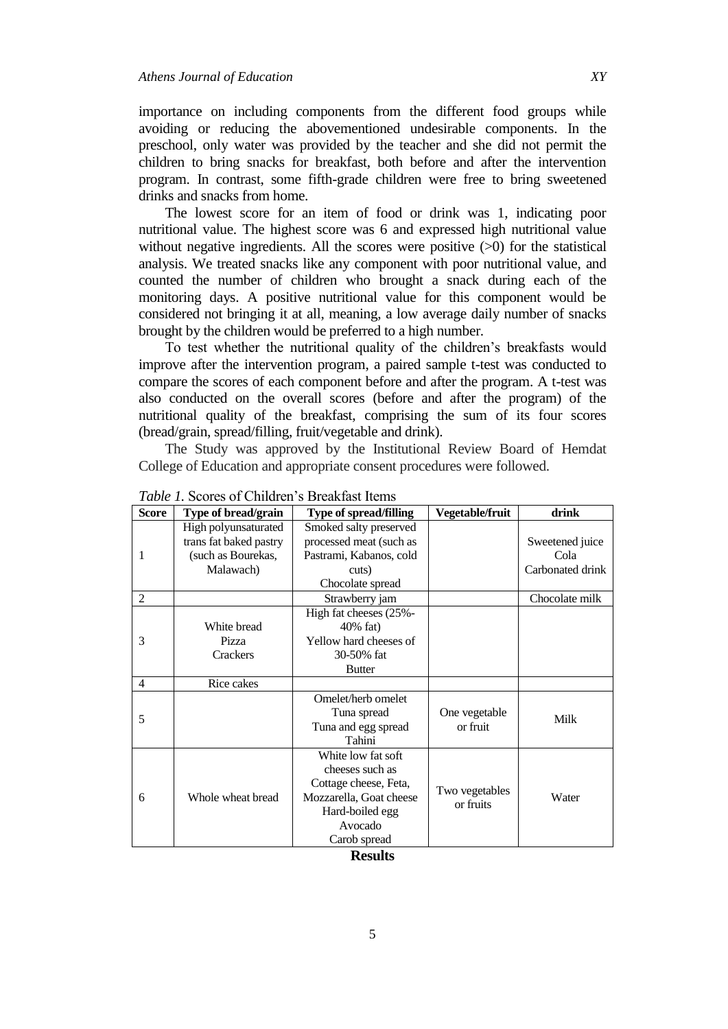importance on including components from the different food groups while avoiding or reducing the abovementioned undesirable components. In the preschool, only water was provided by the teacher and she did not permit the children to bring snacks for breakfast, both before and after the intervention program. In contrast, some fifth-grade children were free to bring sweetened drinks and snacks from home.

The lowest score for an item of food or drink was 1, indicating poor nutritional value. The highest score was 6 and expressed high nutritional value without negative ingredients. All the scores were positive (>0) for the statistical analysis. We treated snacks like any component with poor nutritional value, and counted the number of children who brought a snack during each of the monitoring days. A positive nutritional value for this component would be considered not bringing it at all, meaning, a low average daily number of snacks brought by the children would be preferred to a high number.

To test whether the nutritional quality of the children's breakfasts would improve after the intervention program, a paired sample t-test was conducted to compare the scores of each component before and after the program. A t-test was also conducted on the overall scores (before and after the program) of the nutritional quality of the breakfast, comprising the sum of its four scores (bread/grain, spread/filling, fruit/vegetable and drink).

The Study was approved by the Institutional Review Board of Hemdat College of Education and appropriate consent procedures were followed.

*Table 1.* Scores of Children's Breakfast Items

| Score | Type of bread/grain | Type of spread/filling | Vegetable/fruit | drink |
|---|---|---|---|---|
| 1 | High polyunsaturated trans fat baked pastry (such as Bourekas, Malawach) | Smoked salty preserved processed meat (such as Pastrami, Kabanos, cold cuts) Chocolate spread | | Sweetened juice Cola Carbonated drink |
| 2 | | Strawberry jam | | Chocolate milk |
| 3 | White bread Pizza Crackers | High fat cheeses (25%-40% fat) Yellow hard cheeses of 30-50% fat Butter | | |
| 4 | Rice cakes | | | |
| 5 | | Omelet/herb omelet Tuna spread Tuna and egg spread Tahini | One vegetable or fruit | Milk |
| 6 | Whole wheat bread | White low fat soft cheeses such as Cottage cheese, Feta, Mozzarella, Goat cheese Hard-boiled egg Avocado Carob spread | Two vegetables or fruits | Water |

## Results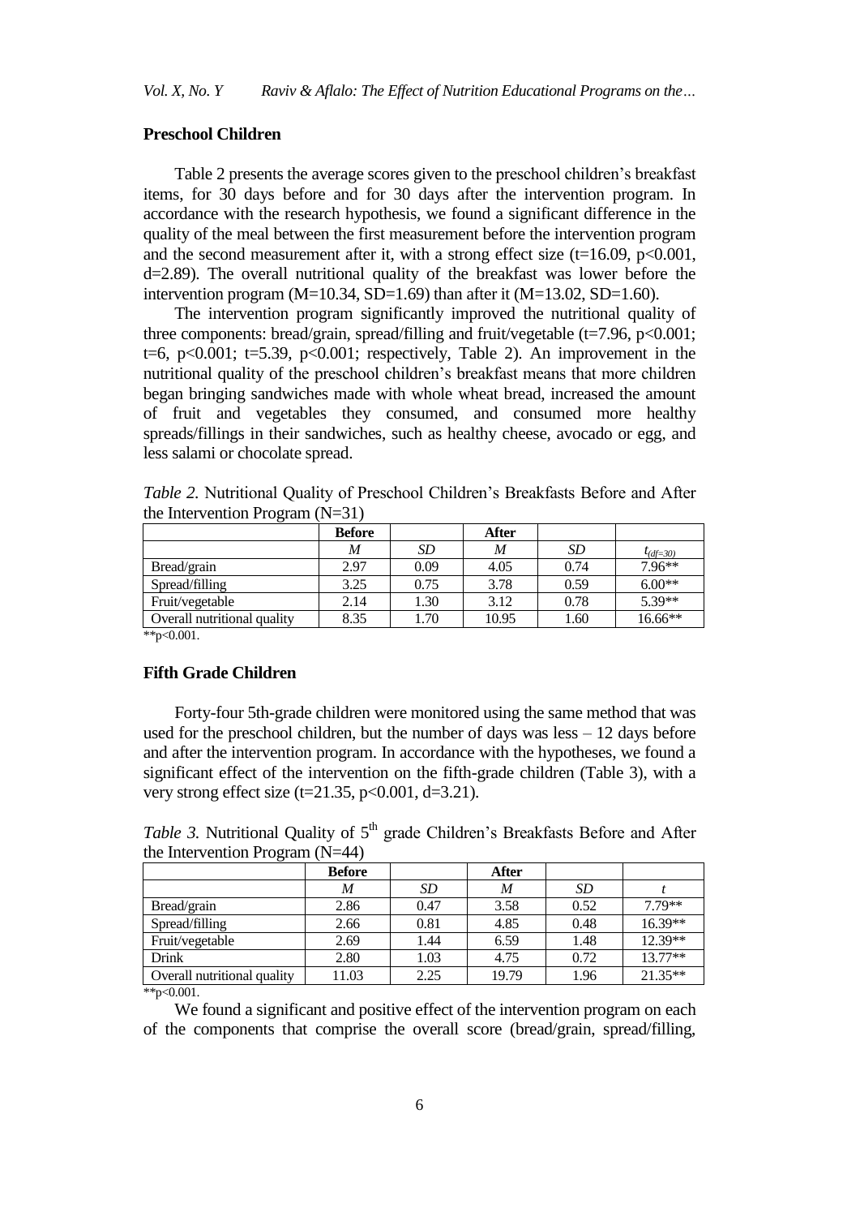### Preschool Children

Table 2 presents the average scores given to the preschool children's breakfast items, for 30 days before and for 30 days after the intervention program. In accordance with the research hypothesis, we found a significant difference in the quality of the meal between the first measurement before the intervention program and the second measurement after it, with a strong effect size ($t=16.09$, $p<0.001$, $d=2.89$). The overall nutritional quality of the breakfast was lower before the intervention program ($M=10.34$, $SD=1.69$) than after it ($M=13.02$, $SD=1.60$).

The intervention program significantly improved the nutritional quality of three components: bread/grain, spread/filling and fruit/vegetable ($t=7.96$, $p<0.001$; $t=6$, $p<0.001$; $t=5.39$, $p<0.001$; respectively, Table 2). An improvement in the nutritional quality of the preschool children's breakfast means that more children began bringing sandwiches made with whole wheat bread, increased the amount of fruit and vegetables they consumed, and consumed more healthy spreads/fillings in their sandwiches, such as healthy cheese, avocado or egg, and less salami or chocolate spread.

*Table 2.* Nutritional Quality of Preschool Children's Breakfasts Before and After the Intervention Program (N=31)

| | **Before** | | **After** | | |
|---|---|---|---|---|---|
| | *M* | *SD* | *M* | *SD* | $t_{(df=30)}$ |
| Bread/grain | 2.97 | 0.09 | 4.05 | 0.74 | 7.96** |
| Spread/filling | 3.25 | 0.75 | 3.78 | 0.59 | 6.00** |
| Fruit/vegetable | 2.14 | 1.30 | 3.12 | 0.78 | 5.39** |
| Overall nutritional quality | 8.35 | 1.70 | 10.95 | 1.60 | 16.66** |

**p<0.001.

### Fifth Grade Children

Forty-four 5th-grade children were monitored using the same method that was used for the preschool children, but the number of days was less – 12 days before and after the intervention program. In accordance with the hypotheses, we found a significant effect of the intervention on the fifth-grade children (Table 3), with a very strong effect size ($t=21.35$, $p<0.001$, $d=3.21$).

*Table 3.* Nutritional Quality of 5th grade Children's Breakfasts Before and After the Intervention Program (N=44)

| | **Before** | | **After** | | |
|---|---|---|---|---|---|
| | *M* | *SD* | *M* | *SD* | *t* |
| Bread/grain | 2.86 | 0.47 | 3.58 | 0.52 | 7.79** |
| Spread/filling | 2.66 | 0.81 | 4.85 | 0.48 | 16.39** |
| Fruit/vegetable | 2.69 | 1.44 | 6.59 | 1.48 | 12.39** |
| Drink | 2.80 | 1.03 | 4.75 | 0.72 | 13.77** |
| Overall nutritional quality | 11.03 | 2.25 | 19.79 | 1.96 | 21.35** |

**p<0.001.

We found a significant and positive effect of the intervention program on each of the components that comprise the overall score (bread/grain, spread/filling,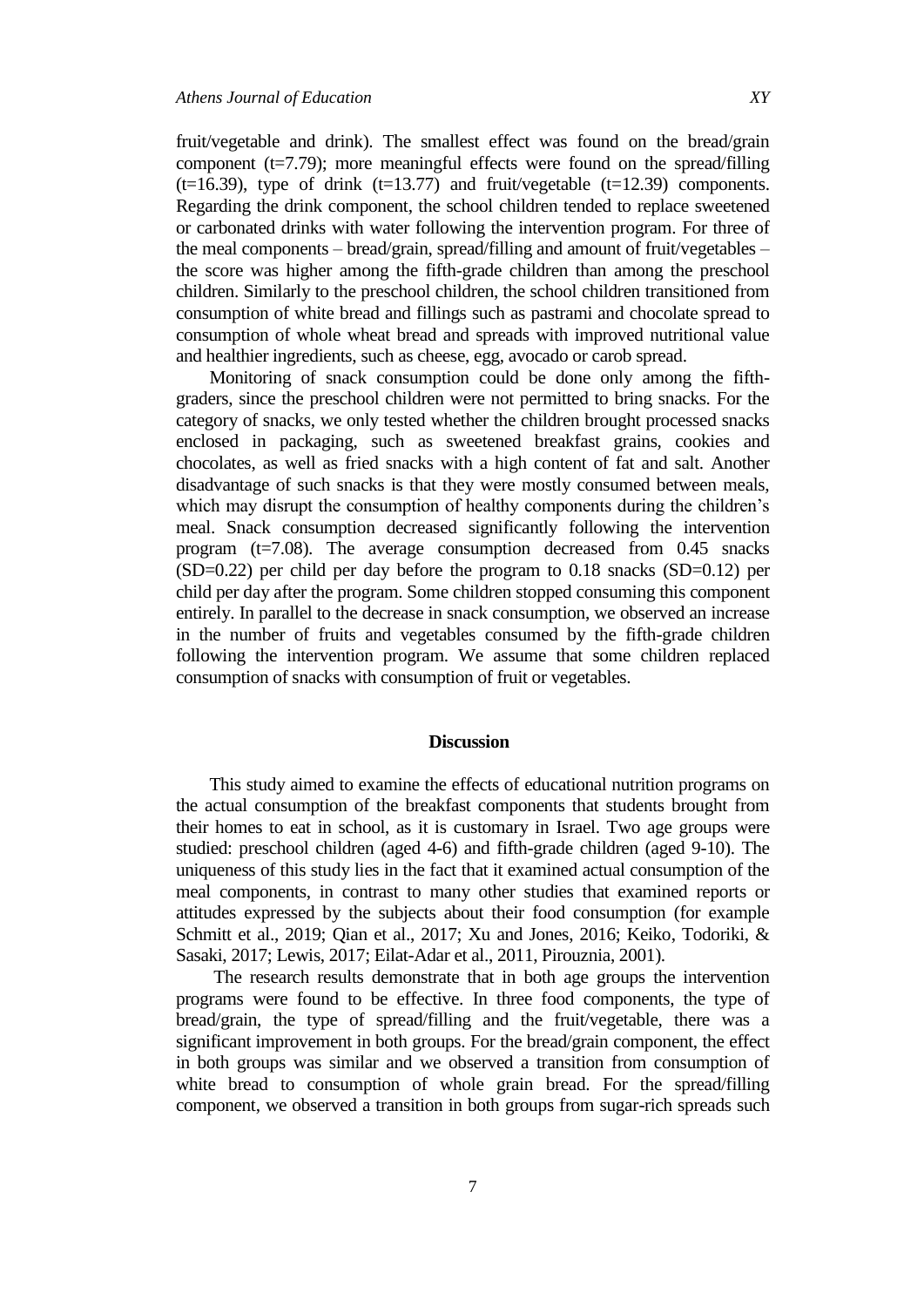fruit/vegetable and drink). The smallest effect was found on the bread/grain component ($t=7.79$); more meaningful effects were found on the spread/filling ($t=16.39$), type of drink ($t=13.77$) and fruit/vegetable ($t=12.39$) components. Regarding the drink component, the school children tended to replace sweetened or carbonated drinks with water following the intervention program. For three of the meal components – bread/grain, spread/filling and amount of fruit/vegetables – the score was higher among the fifth-grade children than among the preschool children. Similarly to the preschool children, the school children transitioned from consumption of white bread and fillings such as pastrami and chocolate spread to consumption of whole wheat bread and spreads with improved nutritional value and healthier ingredients, such as cheese, egg, avocado or carob spread.

Monitoring of snack consumption could be done only among the fifth-graders, since the preschool children were not permitted to bring snacks. For the category of snacks, we only tested whether the children brought processed snacks enclosed in packaging, such as sweetened breakfast grains, cookies and chocolates, as well as fried snacks with a high content of fat and salt. Another disadvantage of such snacks is that they were mostly consumed between meals, which may disrupt the consumption of healthy components during the children's meal. Snack consumption decreased significantly following the intervention program ($t=7.08$). The average consumption decreased from 0.45 snacks ($SD=0.22$) per child per day before the program to 0.18 snacks ($SD=0.12$) per child per day after the program. Some children stopped consuming this component entirely. In parallel to the decrease in snack consumption, we observed an increase in the number of fruits and vegetables consumed by the fifth-grade children following the intervention program. We assume that some children replaced consumption of snacks with consumption of fruit or vegetables.

## Discussion

This study aimed to examine the effects of educational nutrition programs on the actual consumption of the breakfast components that students brought from their homes to eat in school, as it is customary in Israel. Two age groups were studied: preschool children (aged 4-6) and fifth-grade children (aged 9-10). The uniqueness of this study lies in the fact that it examined actual consumption of the meal components, in contrast to many other studies that examined reports or attitudes expressed by the subjects about their food consumption (for example Schmitt et al., 2019; Qian et al., 2017; Xu and Jones, 2016; Keiko, Todoriki, & Sasaki, 2017; Lewis, 2017; Eilat-Adar et al., 2011, Pirouznia, 2001).

The research results demonstrate that in both age groups the intervention programs were found to be effective. In three food components, the type of bread/grain, the type of spread/filling and the fruit/vegetable, there was a significant improvement in both groups. For the bread/grain component, the effect in both groups was similar and we observed a transition from consumption of white bread to consumption of whole grain bread. For the spread/filling component, we observed a transition in both groups from sugar-rich spreads such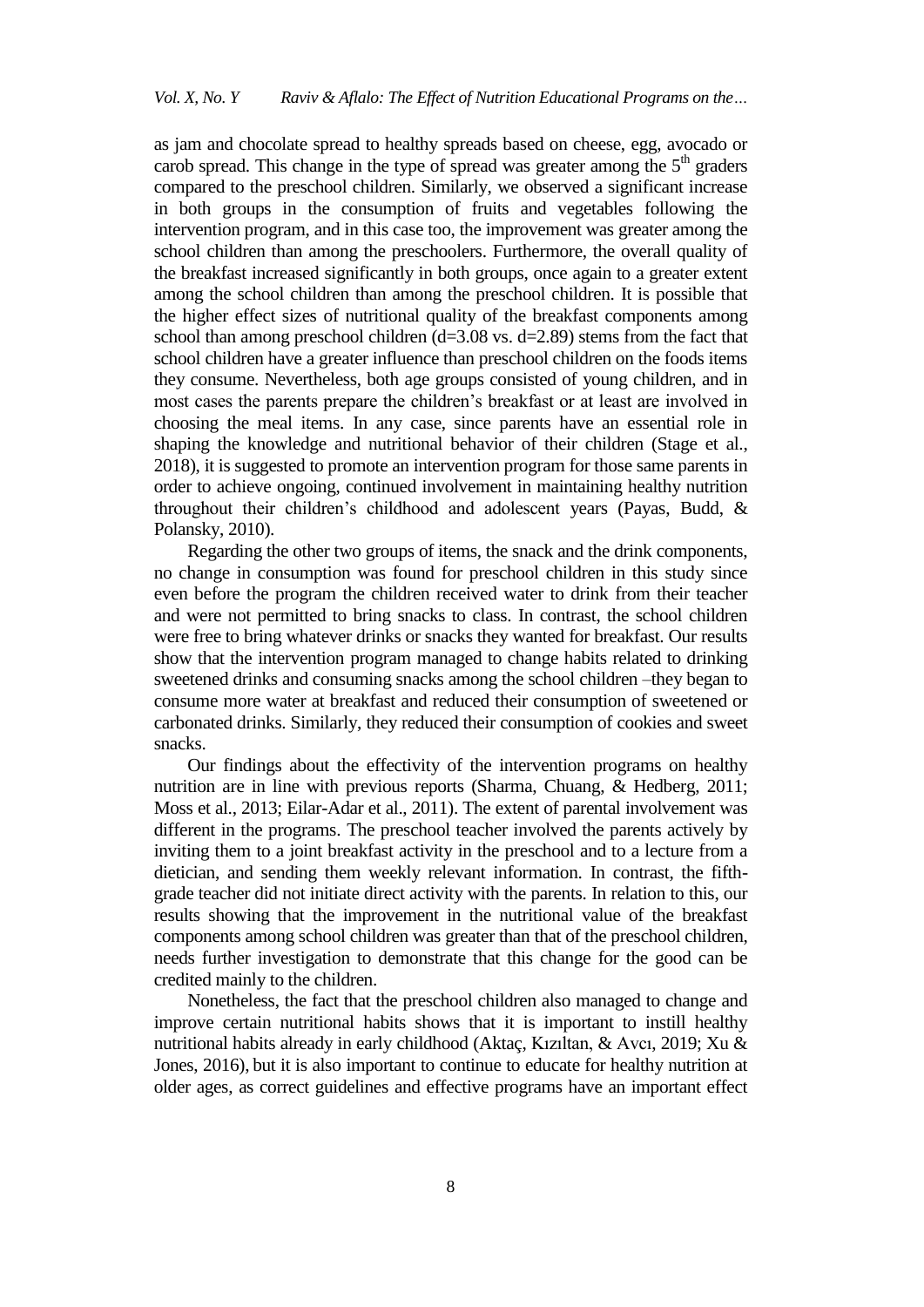as jam and chocolate spread to healthy spreads based on cheese, egg, avocado or carob spread. This change in the type of spread was greater among the 5th graders compared to the preschool children. Similarly, we observed a significant increase in both groups in the consumption of fruits and vegetables following the intervention program, and in this case too, the improvement was greater among the school children than among the preschoolers. Furthermore, the overall quality of the breakfast increased significantly in both groups, once again to a greater extent among the school children than among the preschool children. It is possible that the higher effect sizes of nutritional quality of the breakfast components among school than among preschool children ($d=3.08$ vs. $d=2.89$) stems from the fact that school children have a greater influence than preschool children on the foods items they consume. Nevertheless, both age groups consisted of young children, and in most cases the parents prepare the children's breakfast or at least are involved in choosing the meal items. In any case, since parents have an essential role in shaping the knowledge and nutritional behavior of their children (Stage et al., 2018), it is suggested to promote an intervention program for those same parents in order to achieve ongoing, continued involvement in maintaining healthy nutrition throughout their children's childhood and adolescent years (Payas, Budd, & Polansky, 2010).

Regarding the other two groups of items, the snack and the drink components, no change in consumption was found for preschool children in this study since even before the program the children received water to drink from their teacher and were not permitted to bring snacks to class. In contrast, the school children were free to bring whatever drinks or snacks they wanted for breakfast. Our results show that the intervention program managed to change habits related to drinking sweetened drinks and consuming snacks among the school children –they began to consume more water at breakfast and reduced their consumption of sweetened or carbonated drinks. Similarly, they reduced their consumption of cookies and sweet snacks.

Our findings about the effectivity of the intervention programs on healthy nutrition are in line with previous reports (Sharma, Chuang, & Hedberg, 2011; Moss et al., 2013; Eilar-Adar et al., 2011). The extent of parental involvement was different in the programs. The preschool teacher involved the parents actively by inviting them to a joint breakfast activity in the preschool and to a lecture from a dietician, and sending them weekly relevant information. In contrast, the fifth-grade teacher did not initiate direct activity with the parents. In relation to this, our results showing that the improvement in the nutritional value of the breakfast components among school children was greater than that of the preschool children, needs further investigation to demonstrate that this change for the good can be credited mainly to the children.

Nonetheless, the fact that the preschool children also managed to change and improve certain nutritional habits shows that it is important to instill healthy nutritional habits already in early childhood (Aktaç, Kızıltan, & Avcı, 2019; Xu & Jones, 2016), but it is also important to continue to educate for healthy nutrition at older ages, as correct guidelines and effective programs have an important effect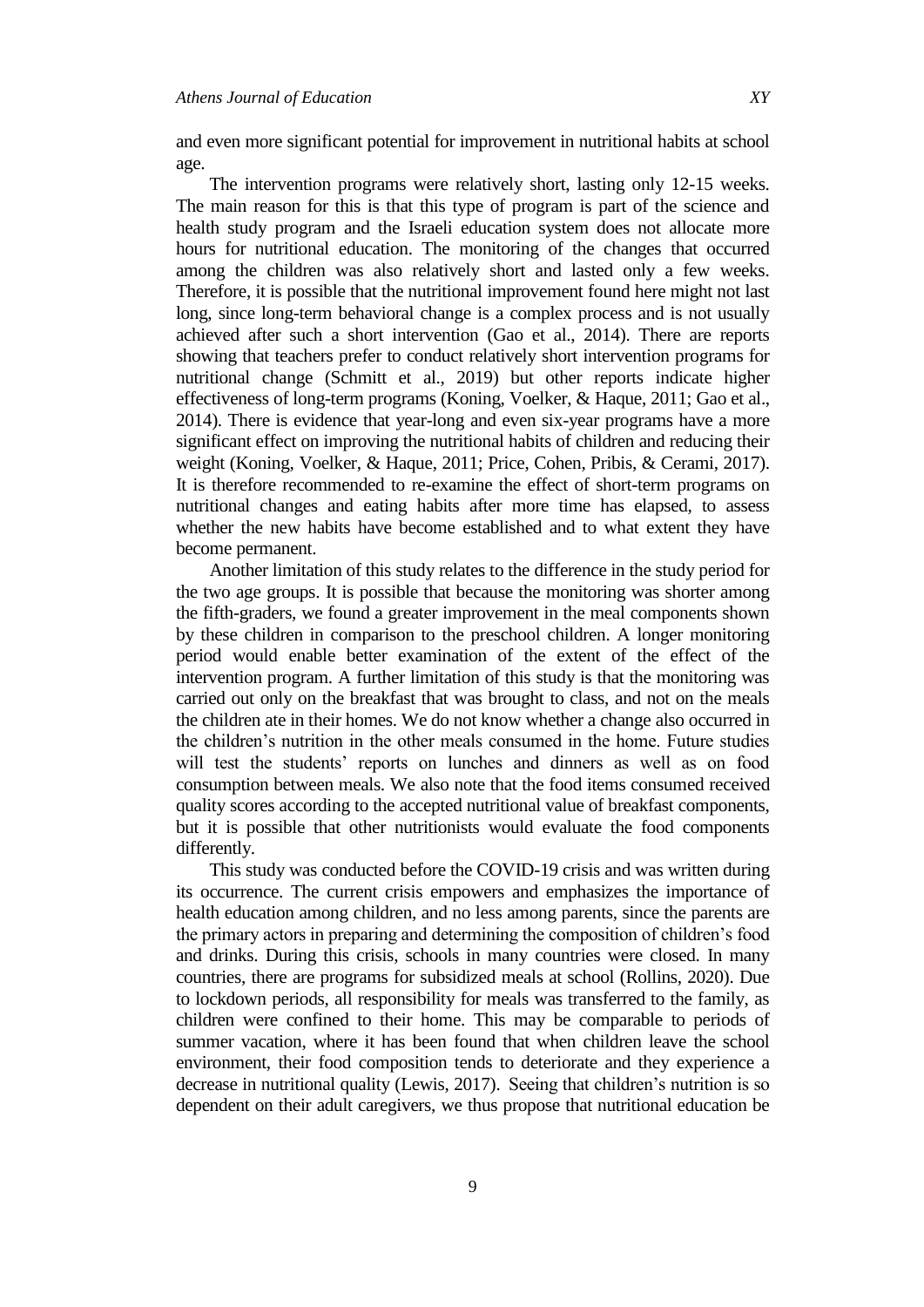and even more significant potential for improvement in nutritional habits at school age.

The intervention programs were relatively short, lasting only 12-15 weeks. The main reason for this is that this type of program is part of the science and health study program and the Israeli education system does not allocate more hours for nutritional education. The monitoring of the changes that occurred among the children was also relatively short and lasted only a few weeks. Therefore, it is possible that the nutritional improvement found here might not last long, since long-term behavioral change is a complex process and is not usually achieved after such a short intervention (Gao et al., 2014). There are reports showing that teachers prefer to conduct relatively short intervention programs for nutritional change (Schmitt et al., 2019) but other reports indicate higher effectiveness of long-term programs (Koning, Voelker, & Haque, 2011; Gao et al., 2014). There is evidence that year-long and even six-year programs have a more significant effect on improving the nutritional habits of children and reducing their weight (Koning, Voelker, & Haque, 2011; Price, Cohen, Pribis, & Cerami, 2017). It is therefore recommended to re-examine the effect of short-term programs on nutritional changes and eating habits after more time has elapsed, to assess whether the new habits have become established and to what extent they have become permanent.

Another limitation of this study relates to the difference in the study period for the two age groups. It is possible that because the monitoring was shorter among the fifth-graders, we found a greater improvement in the meal components shown by these children in comparison to the preschool children. A longer monitoring period would enable better examination of the extent of the effect of the intervention program. A further limitation of this study is that the monitoring was carried out only on the breakfast that was brought to class, and not on the meals the children ate in their homes. We do not know whether a change also occurred in the children's nutrition in the other meals consumed in the home. Future studies will test the students' reports on lunches and dinners as well as on food consumption between meals. We also note that the food items consumed received quality scores according to the accepted nutritional value of breakfast components, but it is possible that other nutritionists would evaluate the food components differently.

This study was conducted before the COVID-19 crisis and was written during its occurrence. The current crisis empowers and emphasizes the importance of health education among children, and no less among parents, since the parents are the primary actors in preparing and determining the composition of children's food and drinks. During this crisis, schools in many countries were closed. In many countries, there are programs for subsidized meals at school (Rollins, 2020). Due to lockdown periods, all responsibility for meals was transferred to the family, as children were confined to their home. This may be comparable to periods of summer vacation, where it has been found that when children leave the school environment, their food composition tends to deteriorate and they experience a decrease in nutritional quality (Lewis, 2017). Seeing that children's nutrition is so dependent on their adult caregivers, we thus propose that nutritional education be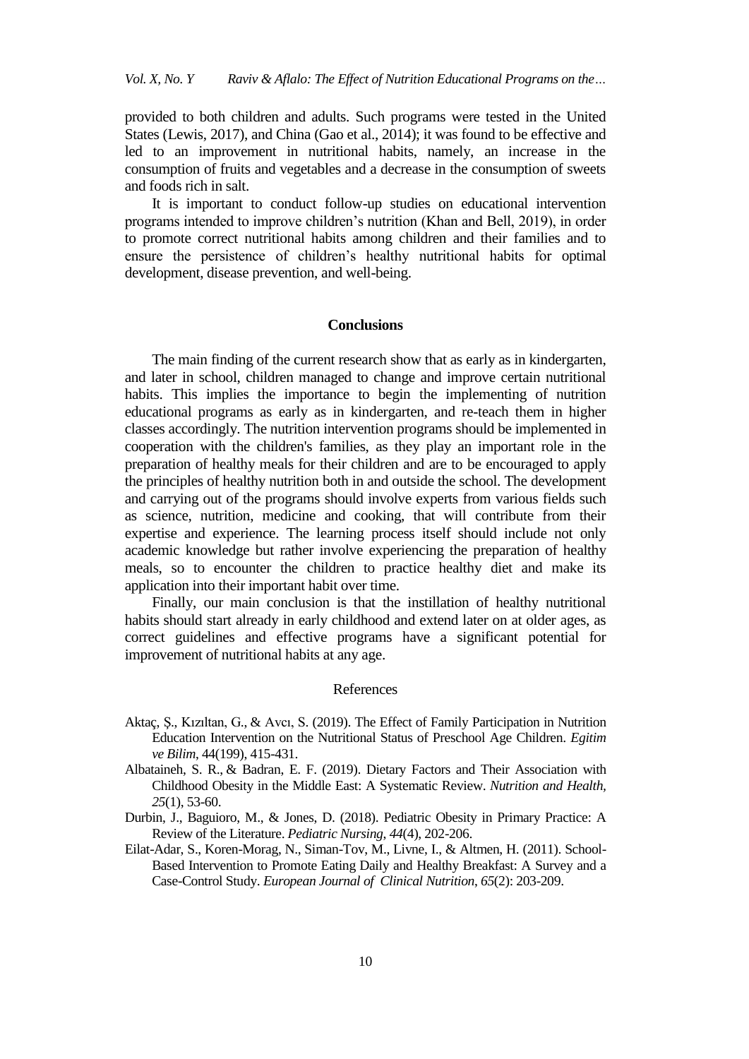provided to both children and adults. Such programs were tested in the United States (Lewis, 2017), and China (Gao et al., 2014); it was found to be effective and led to an improvement in nutritional habits, namely, an increase in the consumption of fruits and vegetables and a decrease in the consumption of sweets and foods rich in salt.

It is important to conduct follow-up studies on educational intervention programs intended to improve children's nutrition (Khan and Bell, 2019), in order to promote correct nutritional habits among children and their families and to ensure the persistence of children's healthy nutritional habits for optimal development, disease prevention, and well-being.

## Conclusions

The main finding of the current research show that as early as in kindergarten, and later in school, children managed to change and improve certain nutritional habits. This implies the importance to begin the implementing of nutrition educational programs as early as in kindergarten, and re-teach them in higher classes accordingly. The nutrition intervention programs should be implemented in cooperation with the children's families, as they play an important role in the preparation of healthy meals for their children and are to be encouraged to apply the principles of healthy nutrition both in and outside the school. The development and carrying out of the programs should involve experts from various fields such as science, nutrition, medicine and cooking, that will contribute from their expertise and experience. The learning process itself should include not only academic knowledge but rather involve experiencing the preparation of healthy meals, so to encounter the children to practice healthy diet and make its application into their important habit over time.

Finally, our main conclusion is that the instillation of healthy nutritional habits should start already in early childhood and extend later on at older ages, as correct guidelines and effective programs have a significant potential for improvement of nutritional habits at any age.

## References

Aktaç, Ş., Kızıltan, G., & Avcı, S. (2019). The Effect of Family Participation in Nutrition Education Intervention on the Nutritional Status of Preschool Age Children. *Egitim ve Bilim*, 44(199), 415-431.

Albataineh, S. R., & Badran, E. F. (2019). Dietary Factors and Their Association with Childhood Obesity in the Middle East: A Systematic Review. *Nutrition and Health, 25*(1), 53-60.

Durbin, J., Baguioro, M., & Jones, D. (2018). Pediatric Obesity in Primary Practice: A Review of the Literature. *Pediatric Nursing*, *44*(4), 202-206.

Eilat-Adar, S., Koren-Morag, N., Siman-Tov, M., Livne, I., & Altmen, H. (2011). School-Based Intervention to Promote Eating Daily and Healthy Breakfast: A Survey and a Case-Control Study. *European Journal of Clinical Nutrition*, *65*(2): 203-209.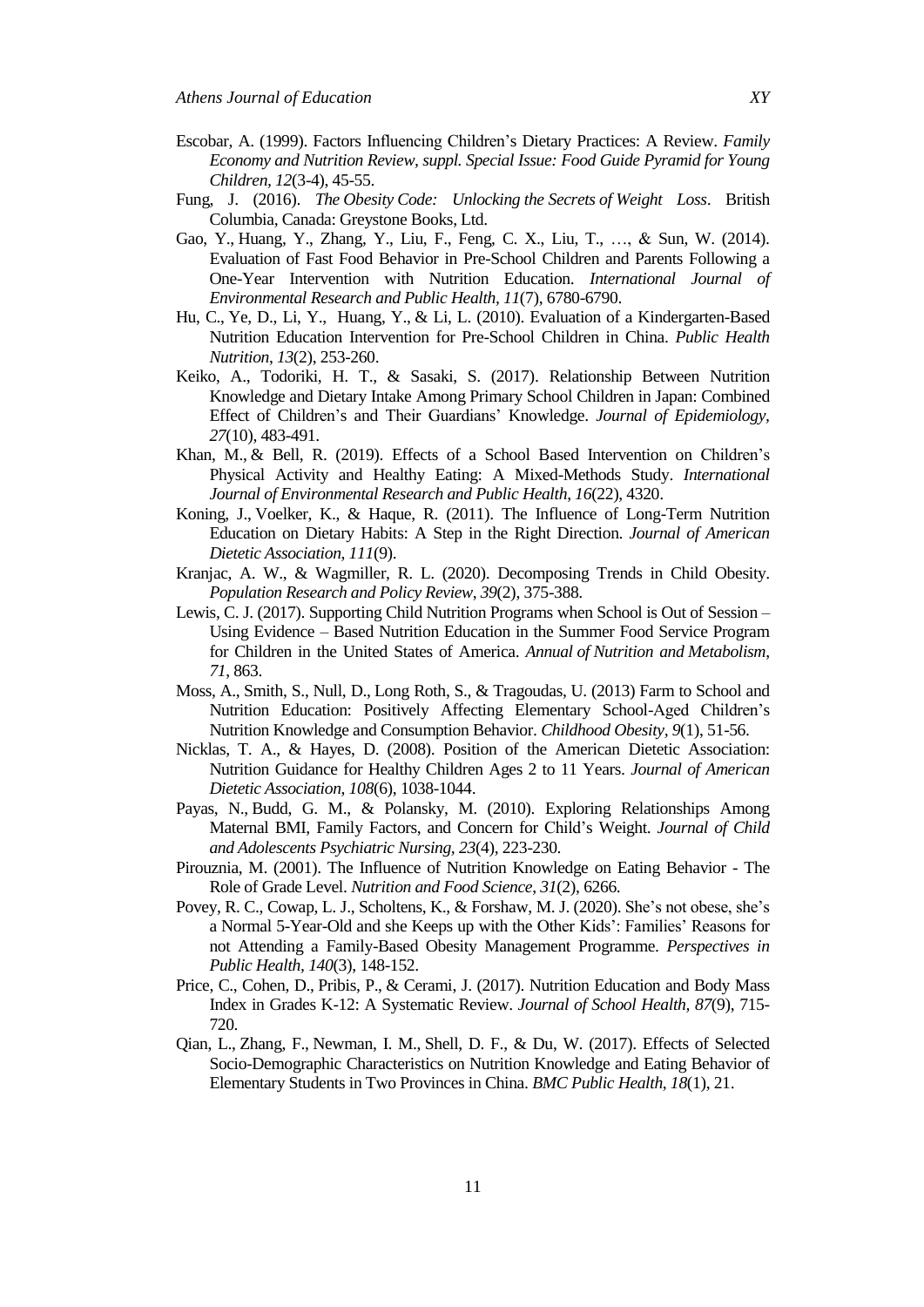Escobar, A. (1999). Factors Influencing Children's Dietary Practices: A Review. *Family Economy and Nutrition Review, suppl. Special Issue: Food Guide Pyramid for Young Children*, *12*(3-4), 45-55.

Fung, J. (2016). *The Obesity Code: Unlocking the Secrets of Weight Loss*. British Columbia, Canada: Greystone Books, Ltd.

Gao, Y., Huang, Y., Zhang, Y., Liu, F., Feng, C. X., Liu, T., …, & Sun, W. (2014). Evaluation of Fast Food Behavior in Pre-School Children and Parents Following a One-Year Intervention with Nutrition Education. *International Journal of Environmental Research and Public Health*, *11*(7), 6780-6790.

Hu, C., Ye, D., Li, Y., Huang, Y., & Li, L. (2010). Evaluation of a Kindergarten-Based Nutrition Education Intervention for Pre-School Children in China. *Public Health Nutrition*, *13*(2), 253-260.

Keiko, A., Todoriki, H. T., & Sasaki, S. (2017). Relationship Between Nutrition Knowledge and Dietary Intake Among Primary School Children in Japan: Combined Effect of Children's and Their Guardians' Knowledge. *Journal of Epidemiology, 27*(10), 483-491.

Khan, M., & Bell, R. (2019). Effects of a School Based Intervention on Children's Physical Activity and Healthy Eating: A Mixed-Methods Study. *International Journal of Environmental Research and Public Health*, *16*(22), 4320.

Koning, J., Voelker, K., & Haque, R. (2011). The Influence of Long-Term Nutrition Education on Dietary Habits: A Step in the Right Direction. *Journal of American Dietetic Association*, *111*(9).

Kranjac, A. W., & Wagmiller, R. L. (2020). Decomposing Trends in Child Obesity. *Population Research and Policy Review*, *39*(2), 375-388.

Lewis, C. J. (2017). Supporting Child Nutrition Programs when School is Out of Session – Using Evidence – Based Nutrition Education in the Summer Food Service Program for Children in the United States of America. *Annual of Nutrition and Metabolism*, *71*, 863.

Moss, A., Smith, S., Null, D., Long Roth, S., & Tragoudas, U. (2013) Farm to School and Nutrition Education: Positively Affecting Elementary School-Aged Children's Nutrition Knowledge and Consumption Behavior. *Childhood Obesity*, *9*(1), 51-56.

Nicklas, T. A., & Hayes, D. (2008). Position of the American Dietetic Association: Nutrition Guidance for Healthy Children Ages 2 to 11 Years. *Journal of American Dietetic Association*, *108*(6), 1038-1044.

Payas, N., Budd, G. M., & Polansky, M. (2010). Exploring Relationships Among Maternal BMI, Family Factors, and Concern for Child's Weight. *Journal of Child and Adolescents Psychiatric Nursing, 23*(4), 223-230.

Pirouznia, M. (2001). The Influence of Nutrition Knowledge on Eating Behavior - The Role of Grade Level. *Nutrition and Food Science*, *31*(2), 6266.

Povey, R. C., Cowap, L. J., Scholtens, K., & Forshaw, M. J. (2020). She's not obese, she's a Normal 5-Year-Old and she Keeps up with the Other Kids': Families' Reasons for not Attending a Family-Based Obesity Management Programme. *Perspectives in Public Health, 140*(3), 148-152.

Price, C., Cohen, D., Pribis, P., & Cerami, J. (2017). Nutrition Education and Body Mass Index in Grades K-12: A Systematic Review. *Journal of School Health, 87*(9), 715-720.

Qian, L., Zhang, F., Newman, I. M., Shell, D. F., & Du, W. (2017). Effects of Selected Socio-Demographic Characteristics on Nutrition Knowledge and Eating Behavior of Elementary Students in Two Provinces in China. *BMC Public Health*, *18*(1), 21.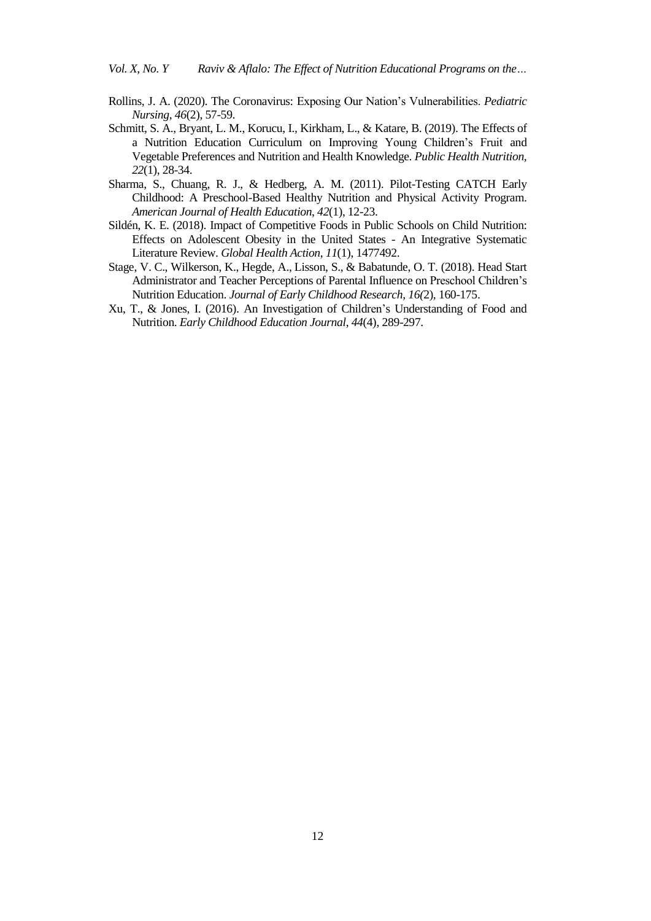Rollins, J. A. (2020). The Coronavirus: Exposing Our Nation's Vulnerabilities. *Pediatric Nursing*, *46*(2), 57-59.

Schmitt, S. A., Bryant, L. M., Korucu, I., Kirkham, L., & Katare, B. (2019). The Effects of a Nutrition Education Curriculum on Improving Young Children's Fruit and Vegetable Preferences and Nutrition and Health Knowledge. *Public Health Nutrition*, *22*(1), 28-34.

Sharma, S., Chuang, R. J., & Hedberg, A. M. (2011). Pilot-Testing CATCH Early Childhood: A Preschool-Based Healthy Nutrition and Physical Activity Program. *American Journal of Health Education*, *42*(1), 12-23.

Sildén, K. E. (2018). Impact of Competitive Foods in Public Schools on Child Nutrition: Effects on Adolescent Obesity in the United States - An Integrative Systematic Literature Review. *Global Health Action*, *11*(1), 1477492.

Stage, V. C., Wilkerson, K., Hegde, A., Lisson, S., & Babatunde, O. T. (2018). Head Start Administrator and Teacher Perceptions of Parental Influence on Preschool Children's Nutrition Education. *Journal of Early Childhood Research, 16(*2), 160-175.

Xu, T., & Jones, I. (2016). An Investigation of Children's Understanding of Food and Nutrition. *Early Childhood Education Journal*, *44*(4), 289-297.